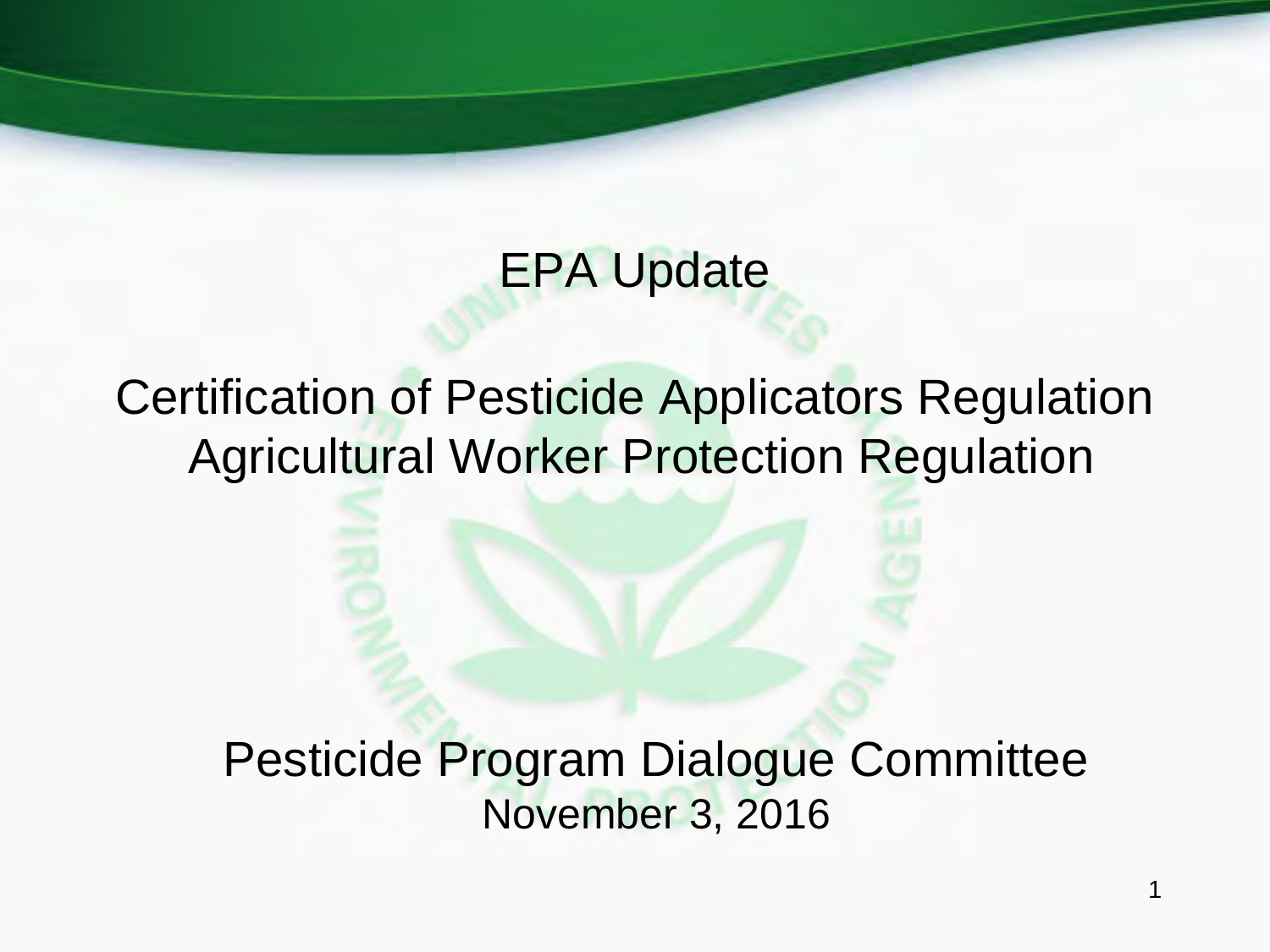# EPA Update

## Certification of Pesticide Applicators Regulation
## Agricultural Worker Protection Regulation

Pesticide Program Dialogue Committee

November 3, 2016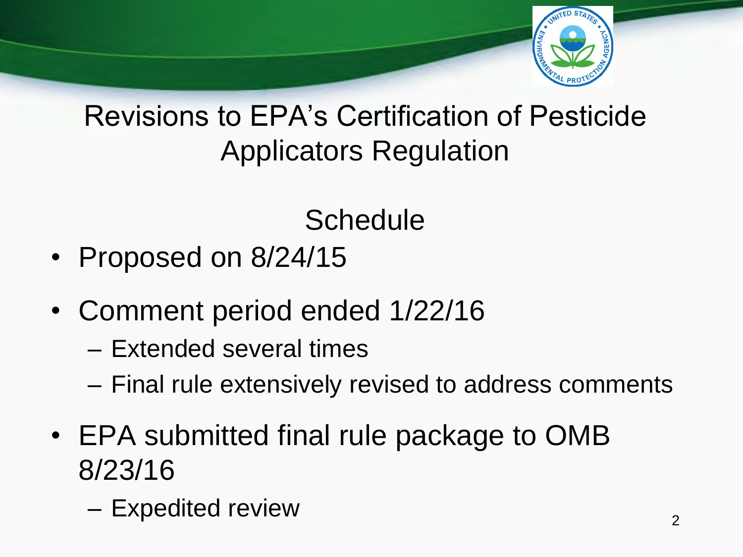# Revisions to EPA's Certification of Pesticide Applicators Regulation

## Schedule

- Proposed on 8/24/15
- Comment period ended 1/22/16
  - Extended several times
  - Final rule extensively revised to address comments
- EPA submitted final rule package to OMB 8/23/16
  - Expedited review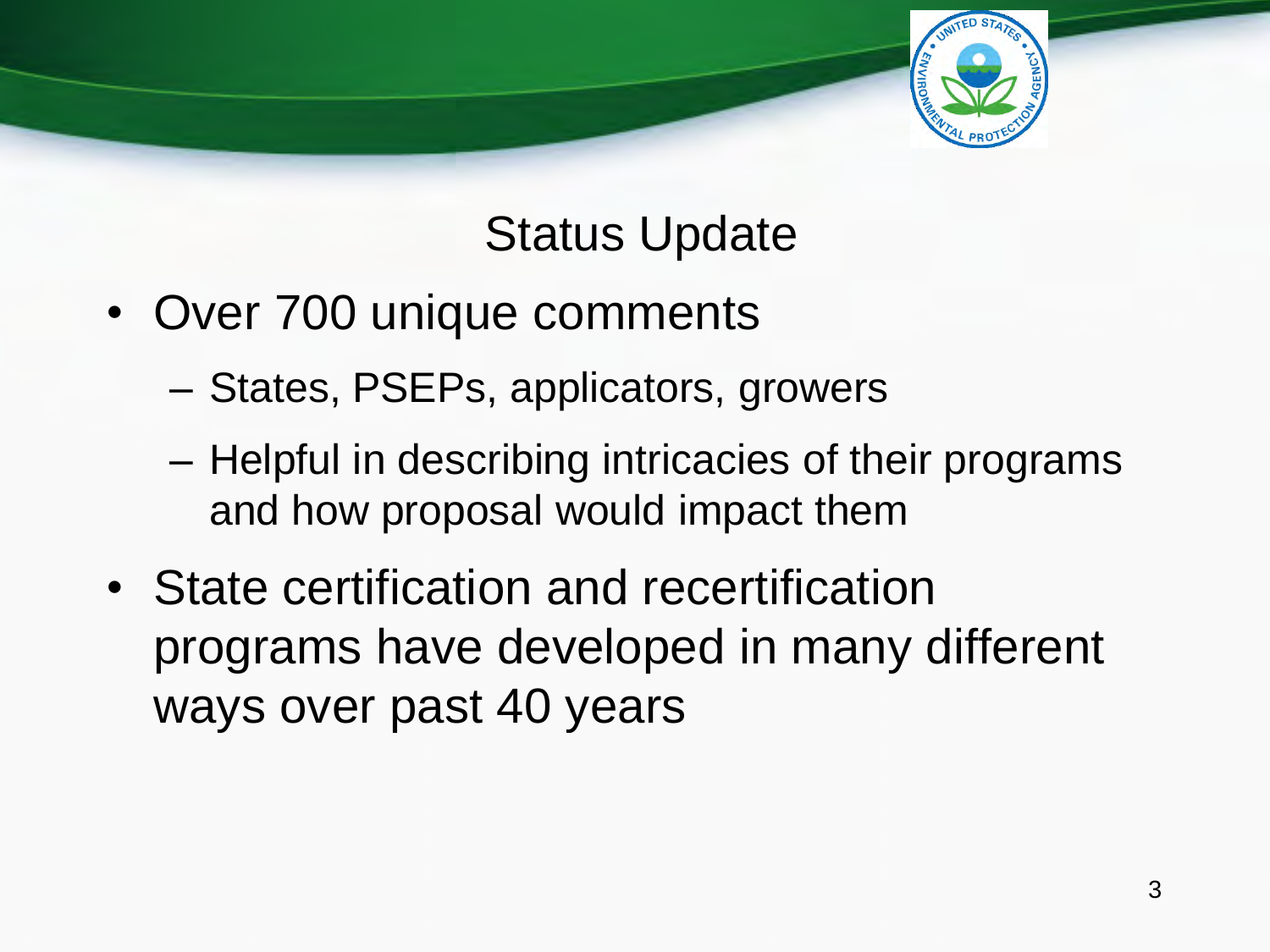# Status Update

- Over 700 unique comments
  - States, PSEPs, applicators, growers
  - Helpful in describing intricacies of their programs and how proposal would impact them
- State certification and recertification programs have developed in many different ways over past 40 years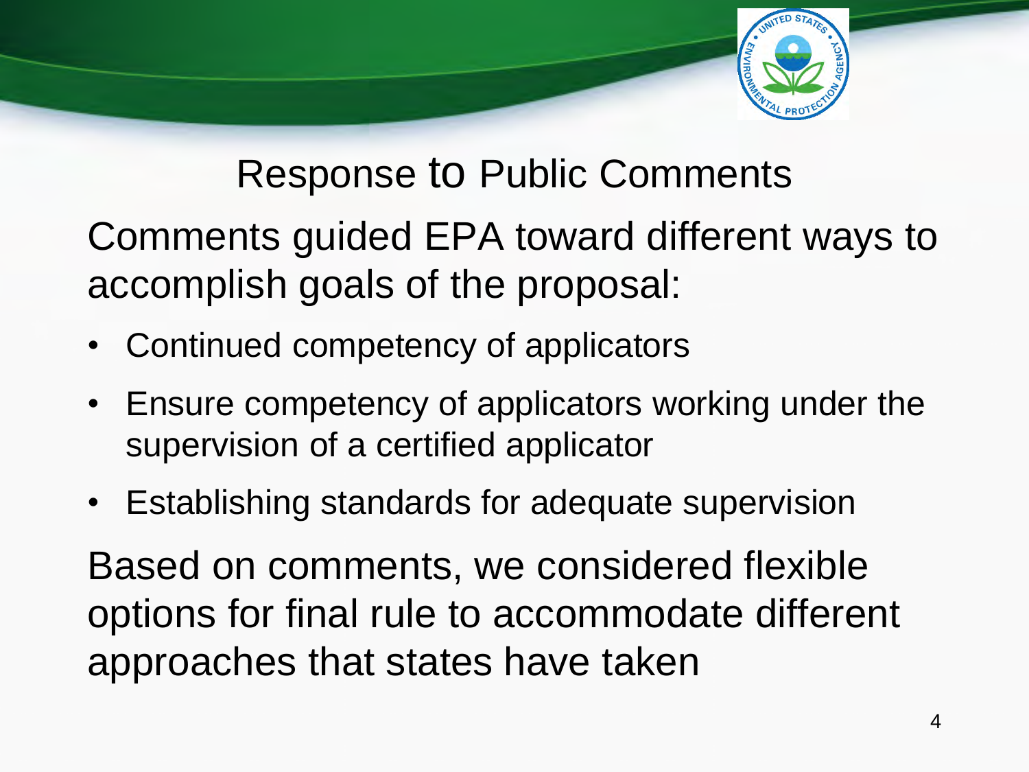# Response to Public Comments

Comments guided EPA toward different ways to accomplish goals of the proposal:

- Continued competency of applicators
- Ensure competency of applicators working under the supervision of a certified applicator
- Establishing standards for adequate supervision

Based on comments, we considered flexible options for final rule to accommodate different approaches that states have taken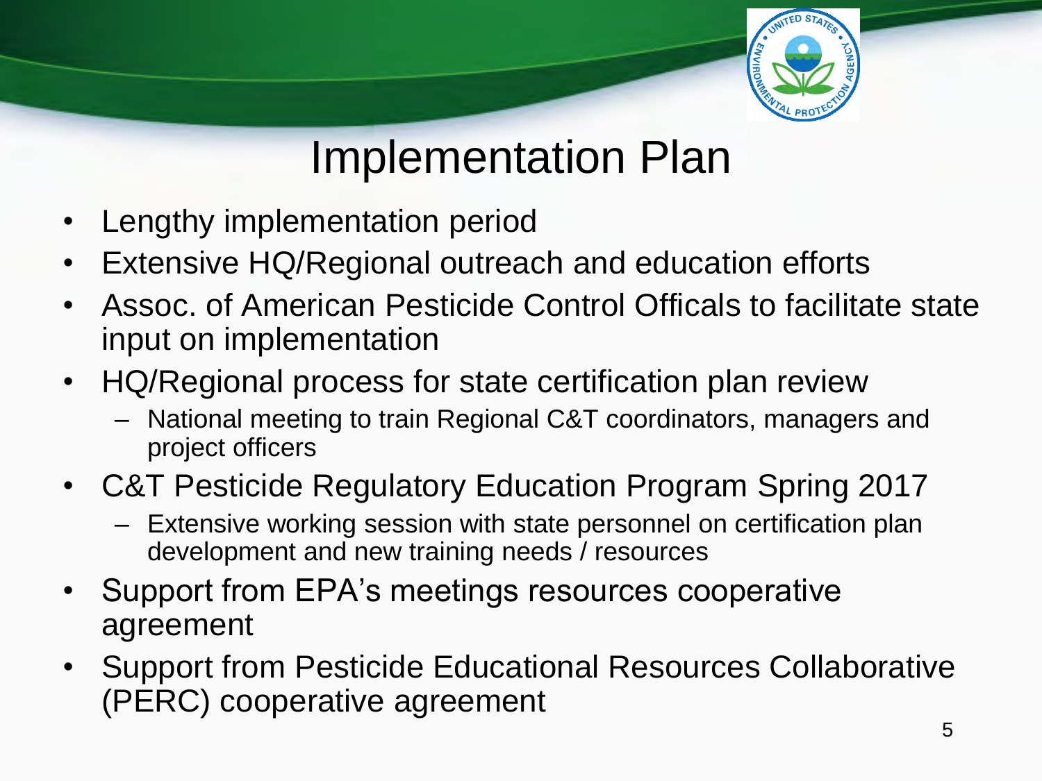# Implementation Plan

- Lengthy implementation period
- Extensive HQ/Regional outreach and education efforts
- Assoc. of American Pesticide Control Officals to facilitate state input on implementation
- HQ/Regional process for state certification plan review
  - National meeting to train Regional C&T coordinators, managers and project officers
- C&T Pesticide Regulatory Education Program Spring 2017
  - Extensive working session with state personnel on certification plan development and new training needs / resources
- Support from EPA's meetings resources cooperative agreement
- Support from Pesticide Educational Resources Collaborative (PERC) cooperative agreement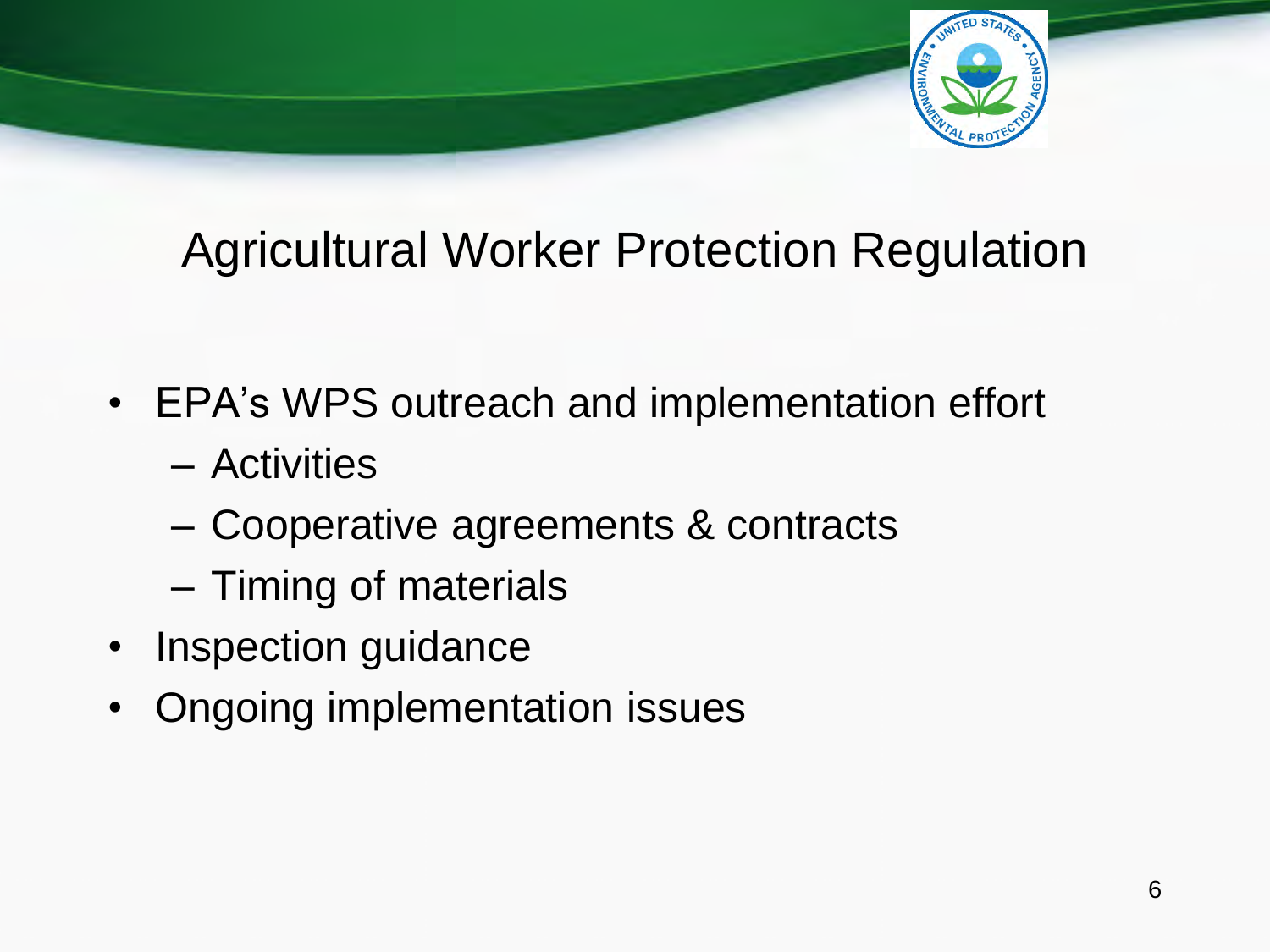# Agricultural Worker Protection Regulation

- EPA's WPS outreach and implementation effort
  - Activities
  - Cooperative agreements & contracts
  - Timing of materials
- Inspection guidance
- Ongoing implementation issues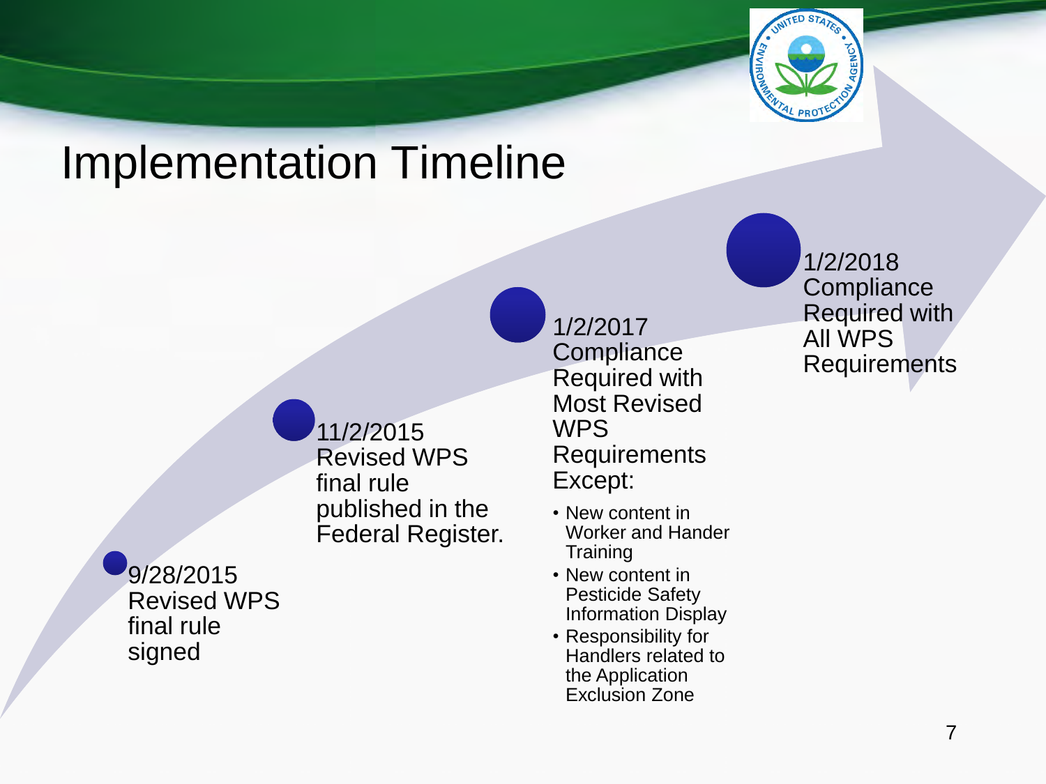# Implementation Timeline

9/28/2015 Revised WPS final rule signed

11/2/2015 Revised WPS final rule published in the Federal Register.

1/2/2017 Compliance Required with Most Revised WPS Requirements Except:

- New content in Worker and Hander Training
- New content in Pesticide Safety Information Display
- Responsibility for Handlers related to the Application Exclusion Zone

1/2/2018 Compliance Required with All WPS Requirements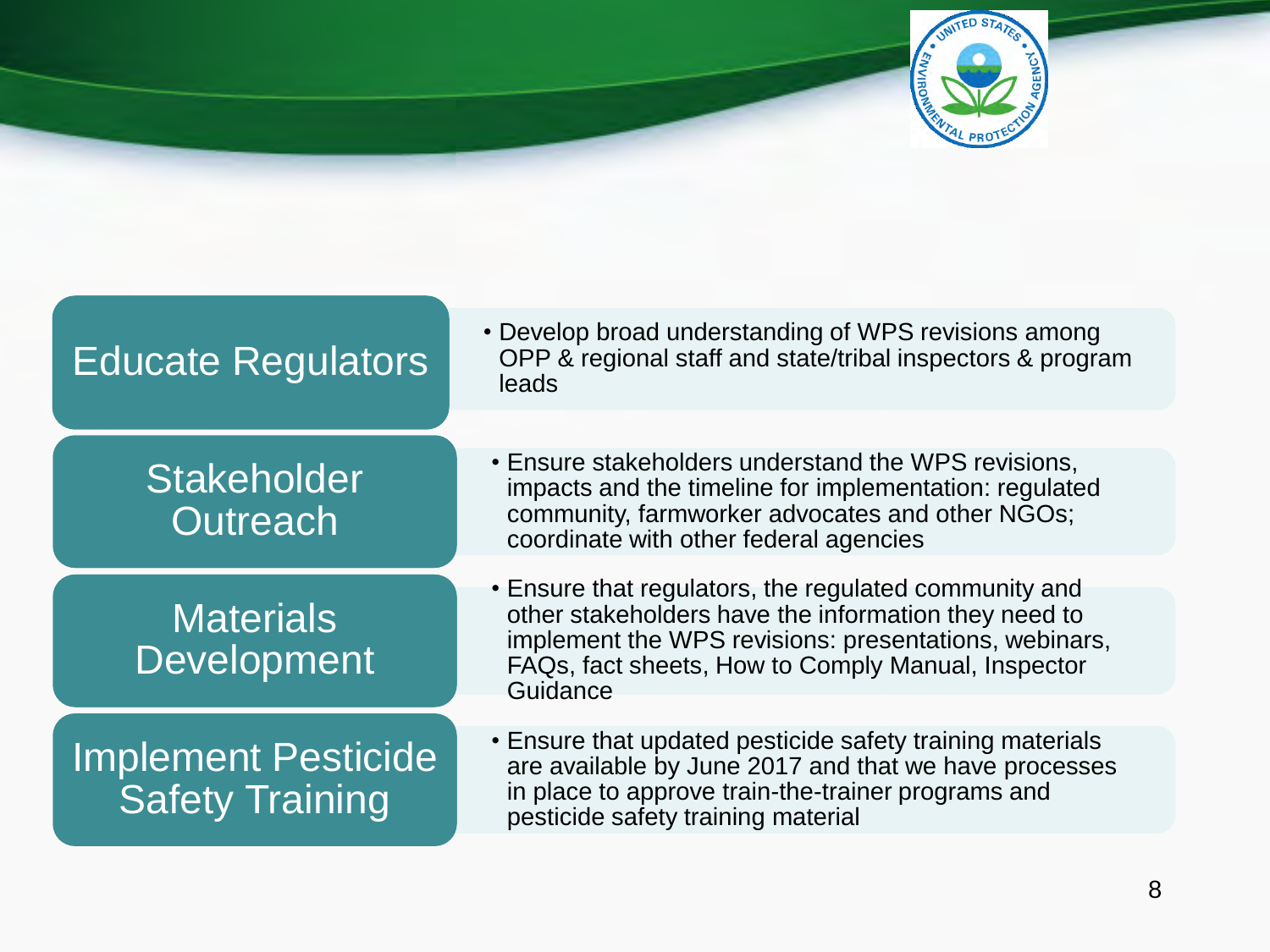### Educate Regulators

- Develop broad understanding of WPS revisions among OPP & regional staff and state/tribal inspectors & program leads

### Stakeholder Outreach

- Ensure stakeholders understand the WPS revisions, impacts and the timeline for implementation: regulated community, farmworker advocates and other NGOs; coordinate with other federal agencies

### Materials Development

- Ensure that regulators, the regulated community and other stakeholders have the information they need to implement the WPS revisions: presentations, webinars, FAQs, fact sheets, How to Comply Manual, Inspector Guidance

### Implement Pesticide Safety Training

- Ensure that updated pesticide safety training materials are available by June 2017 and that we have processes in place to approve train-the-trainer programs and pesticide safety training material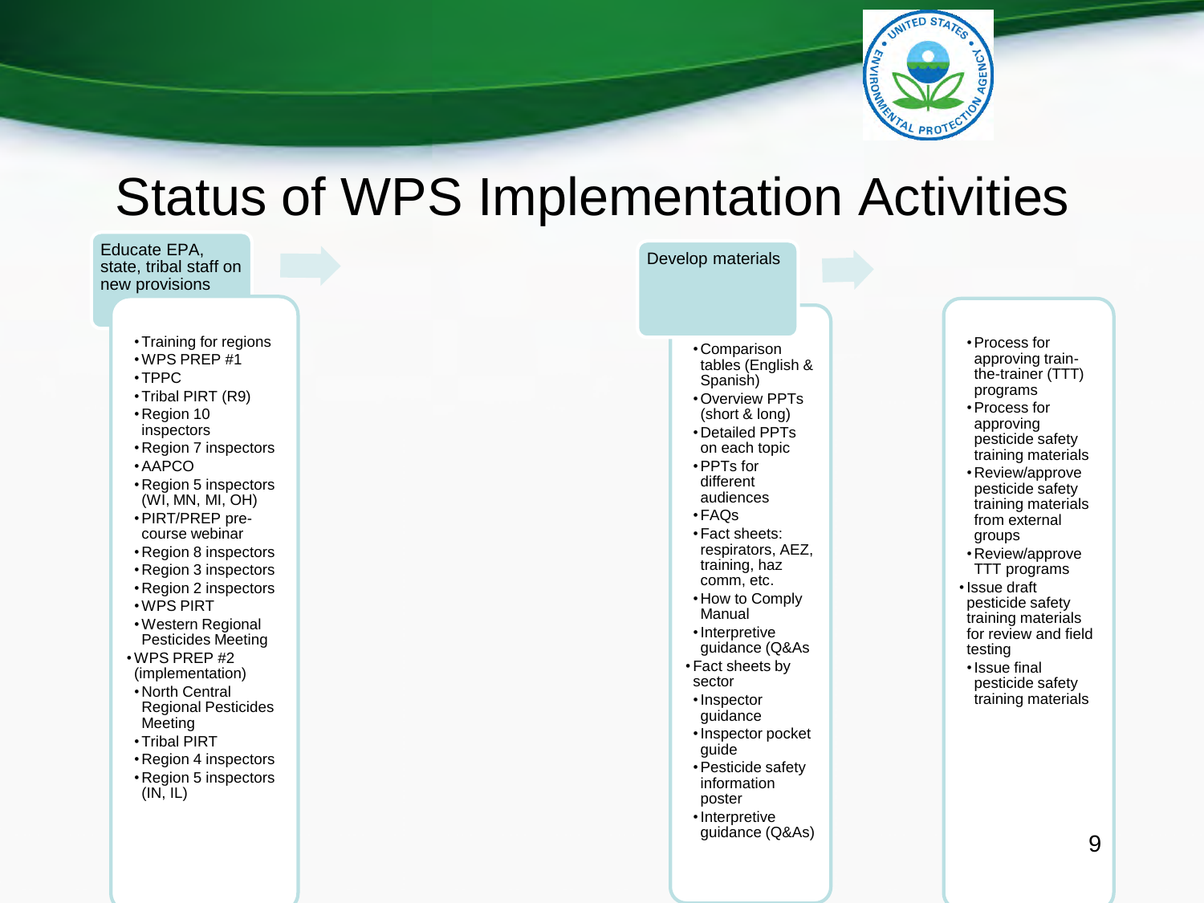# Status of WPS Implementation Activities

## Educate EPA, state, tribal staff on new provisions

- Training for regions
- WPS PREP #1
- TPPC
- Tribal PIRT (R9)
- Region 10 inspectors
- Region 7 inspectors
- AAPCO
- Region 5 inspectors (WI, MN, MI, OH)
- PIRT/PREP pre-course webinar
- Region 8 inspectors
- Region 3 inspectors
- Region 2 inspectors
- WPS PIRT
- Western Regional Pesticides Meeting
- WPS PREP #2 (implementation)
- North Central Regional Pesticides Meeting
- Tribal PIRT
- Region 4 inspectors
- Region 5 inspectors (IN, IL)

## Develop materials

- Comparison tables (English & Spanish)
- Overview PPTs (short & long)
- Detailed PPTs on each topic
- PPTs for different audiences
- FAQs
- Fact sheets: respirators, AEZ, training, haz comm, etc.
- How to Comply Manual
- Interpretive guidance (Q&As)
- Fact sheets by sector
- Inspector guidance
- Inspector pocket guide
- Pesticide safety information poster
- Interpretive guidance (Q&As)

---

- Process for approving train-the-trainer (TTT) programs
- Process for approving pesticide safety training materials
- Review/approve pesticide safety training materials from external groups
- Review/approve TTT programs
- Issue draft pesticide safety training materials for review and field testing
- Issue final pesticide safety training materials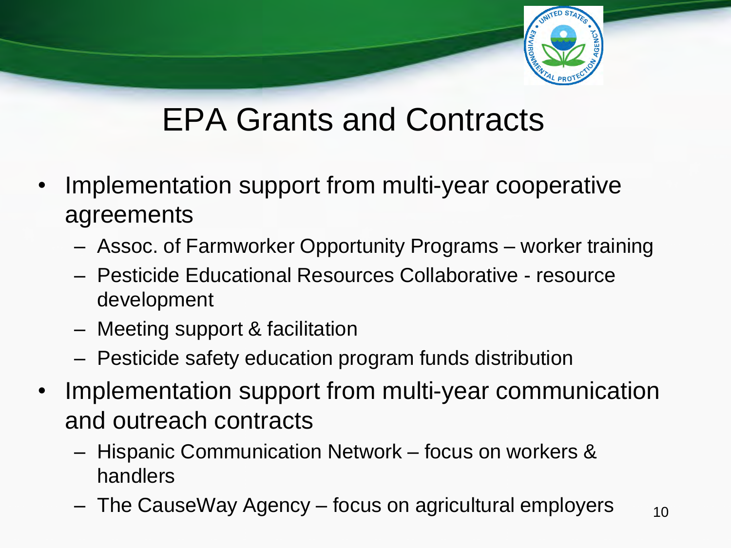# EPA Grants and Contracts

- Implementation support from multi-year cooperative agreements
  - Assoc. of Farmworker Opportunity Programs – worker training
  - Pesticide Educational Resources Collaborative - resource development
  - Meeting support & facilitation
  - Pesticide safety education program funds distribution
- Implementation support from multi-year communication and outreach contracts
  - Hispanic Communication Network – focus on workers & handlers
  - The CauseWay Agency – focus on agricultural employers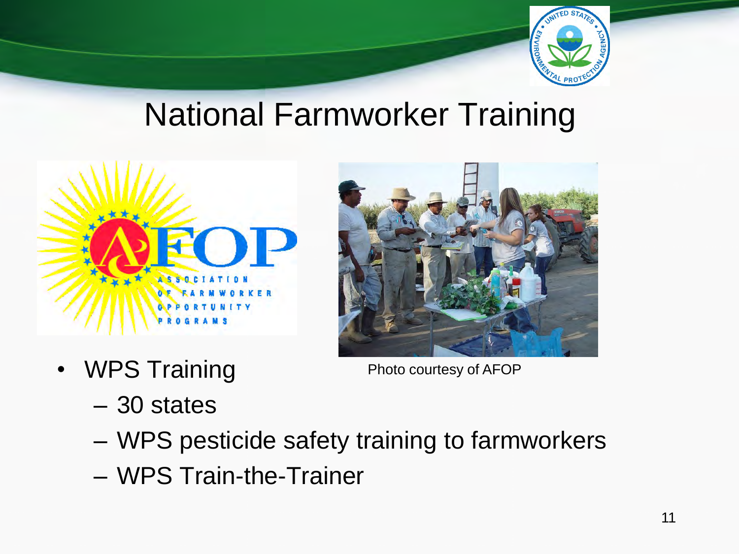# National Farmworker Training

Photo courtesy of AFOP

- WPS Training
  - 30 states
  - WPS pesticide safety training to farmworkers
  - WPS Train-the-Trainer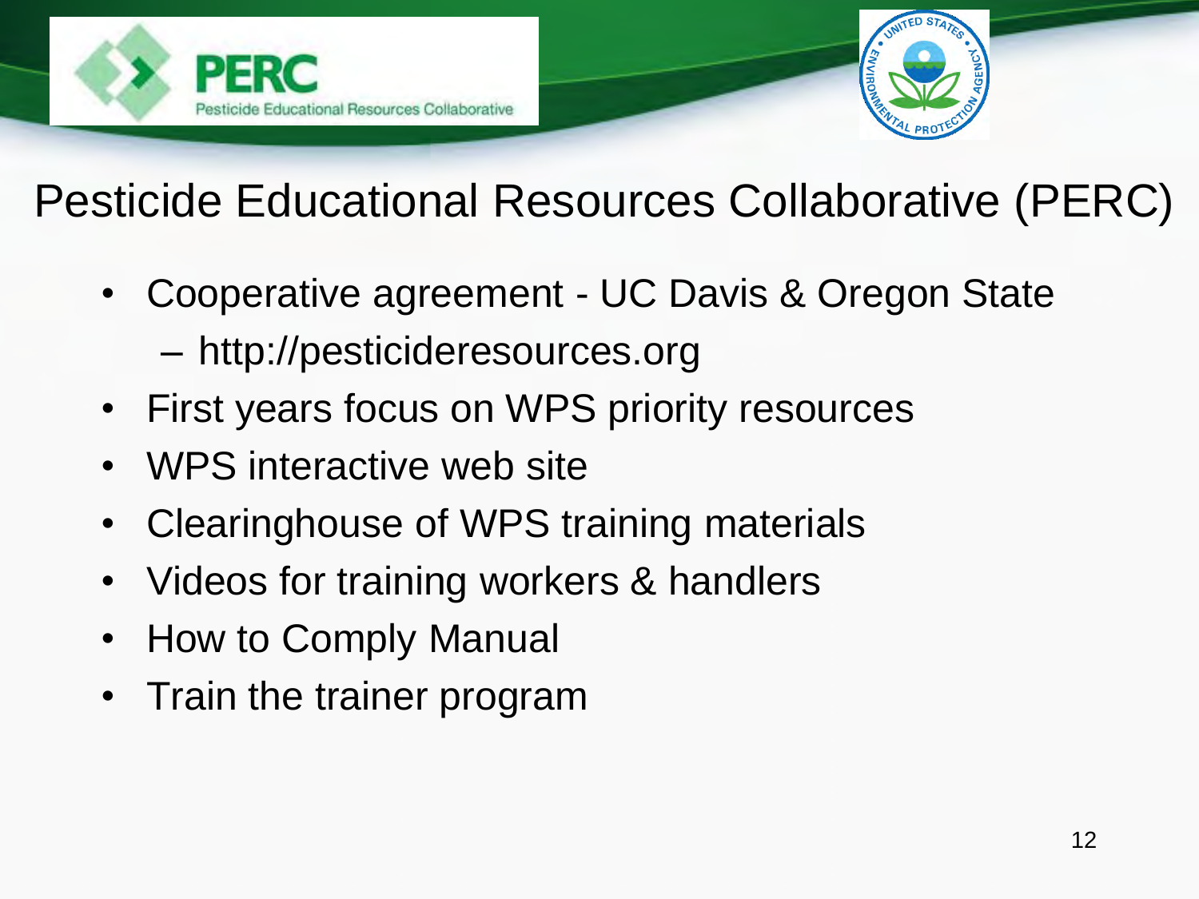# Pesticide Educational Resources Collaborative (PERC)

- Cooperative agreement - UC Davis & Oregon State
  - http://pesticideresources.org
- First years focus on WPS priority resources
- WPS interactive web site
- Clearinghouse of WPS training materials
- Videos for training workers & handlers
- How to Comply Manual
- Train the trainer program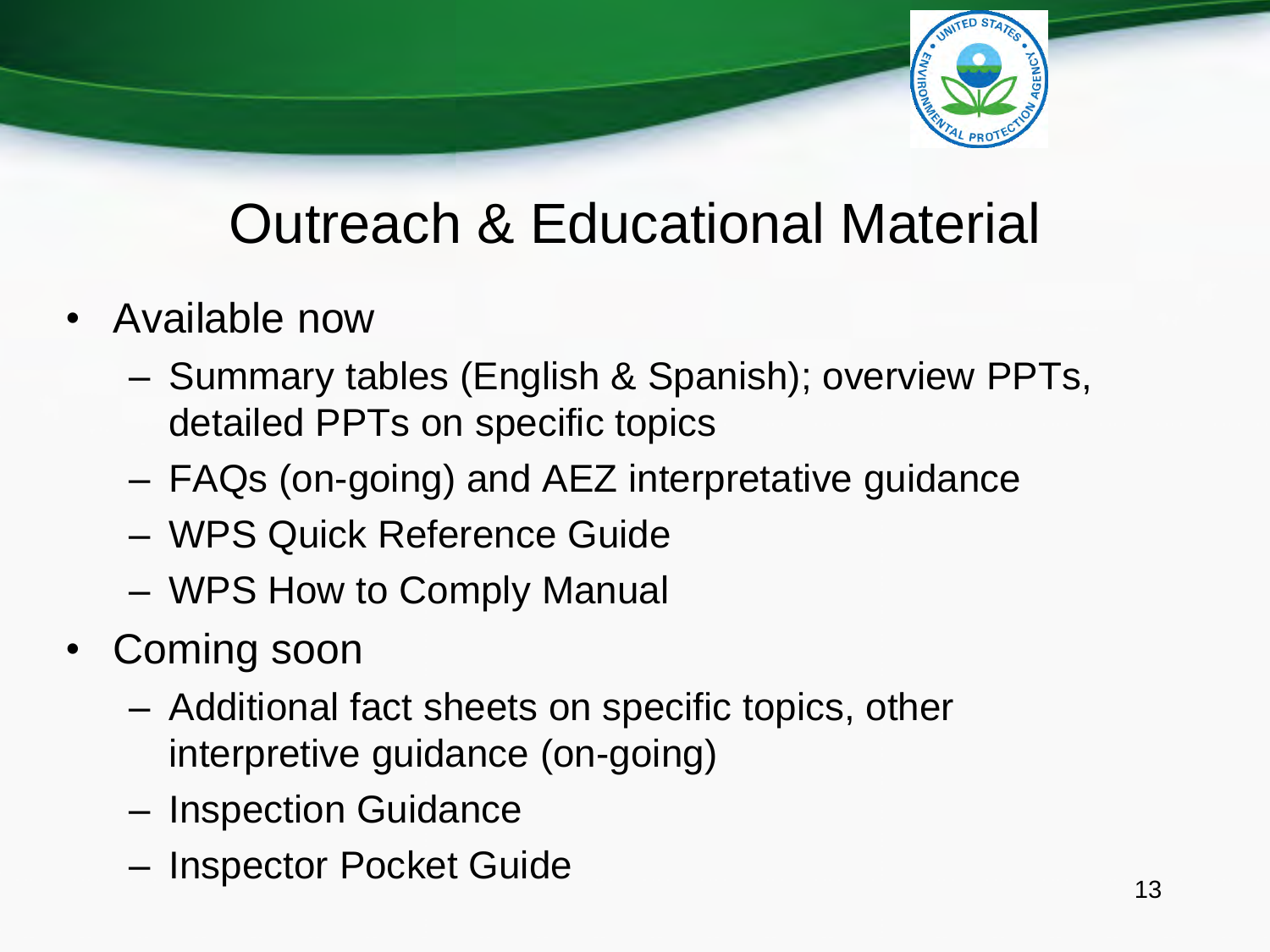# Outreach & Educational Material

- Available now
  - Summary tables (English & Spanish); overview PPTs, detailed PPTs on specific topics
  - FAQs (on-going) and AEZ interpretative guidance
  - WPS Quick Reference Guide
  - WPS How to Comply Manual
- Coming soon
  - Additional fact sheets on specific topics, other interpretive guidance (on-going)
  - Inspection Guidance
  - Inspector Pocket Guide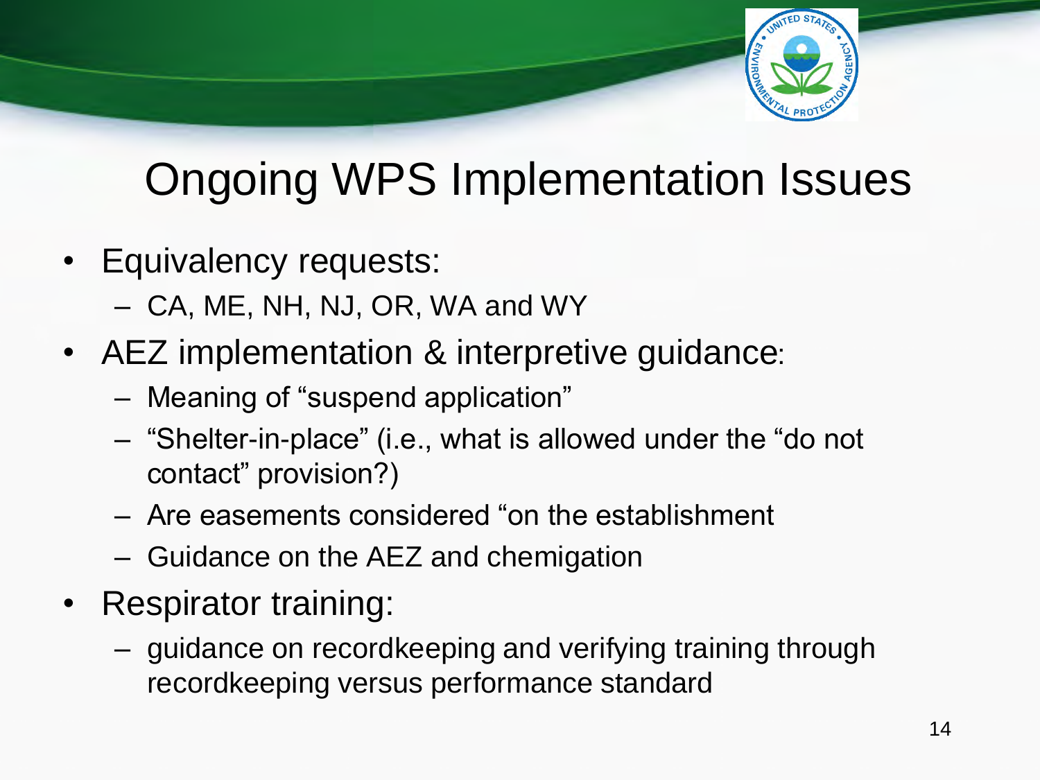# Ongoing WPS Implementation Issues

- Equivalency requests:
  - CA, ME, NH, NJ, OR, WA and WY
- AEZ implementation & interpretive guidance:
  - Meaning of "suspend application"
  - "Shelter-in-place" (i.e., what is allowed under the "do not contact" provision?)
  - Are easements considered "on the establishment
  - Guidance on the AEZ and chemigation
- Respirator training:
  - guidance on recordkeeping and verifying training through recordkeeping versus performance standard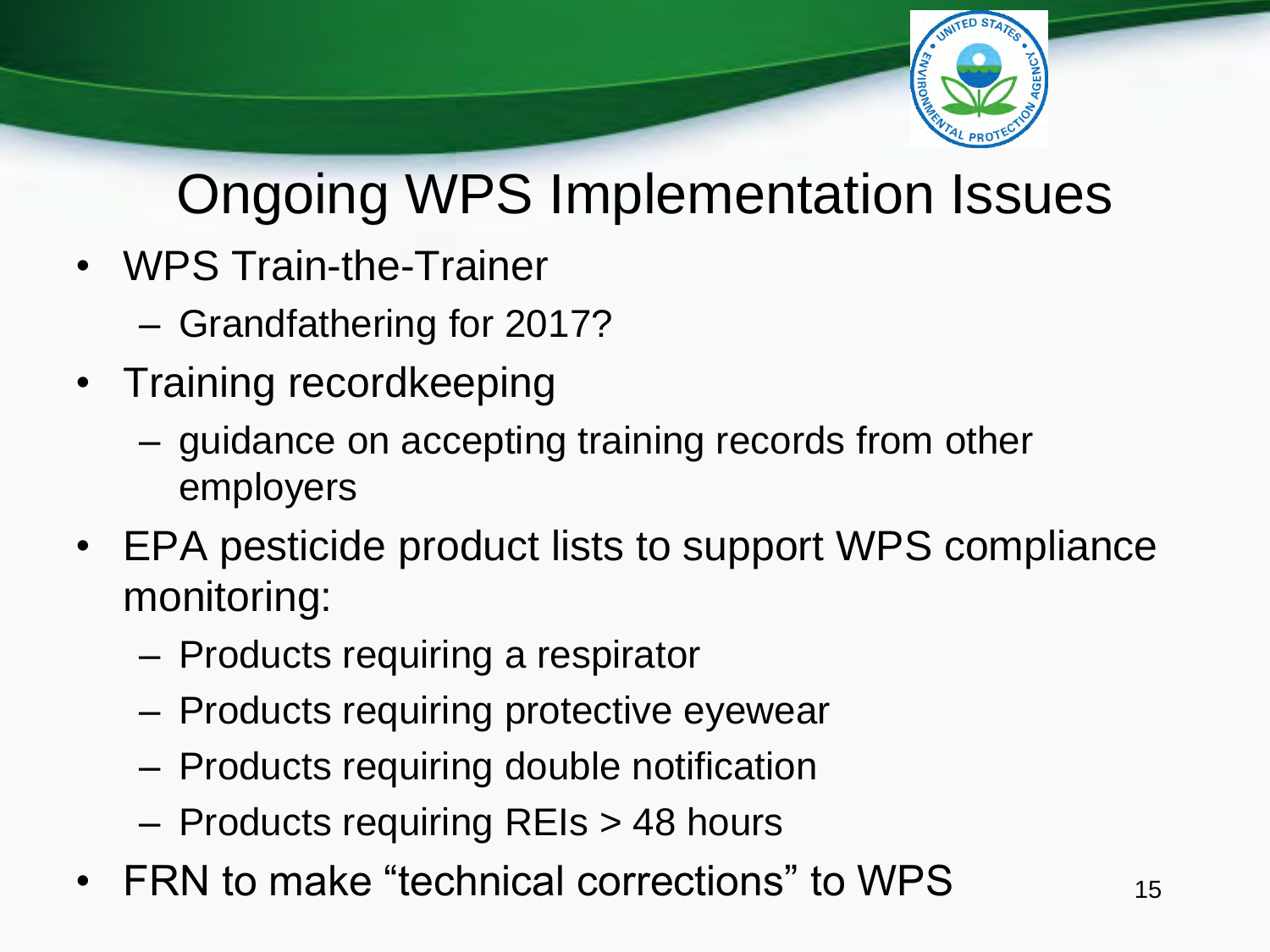# Ongoing WPS Implementation Issues

- WPS Train-the-Trainer
  - Grandfathering for 2017?
- Training recordkeeping
  - guidance on accepting training records from other employers
- EPA pesticide product lists to support WPS compliance monitoring:
  - Products requiring a respirator
  - Products requiring protective eyewear
  - Products requiring double notification
  - Products requiring REIs > 48 hours
- FRN to make "technical corrections" to WPS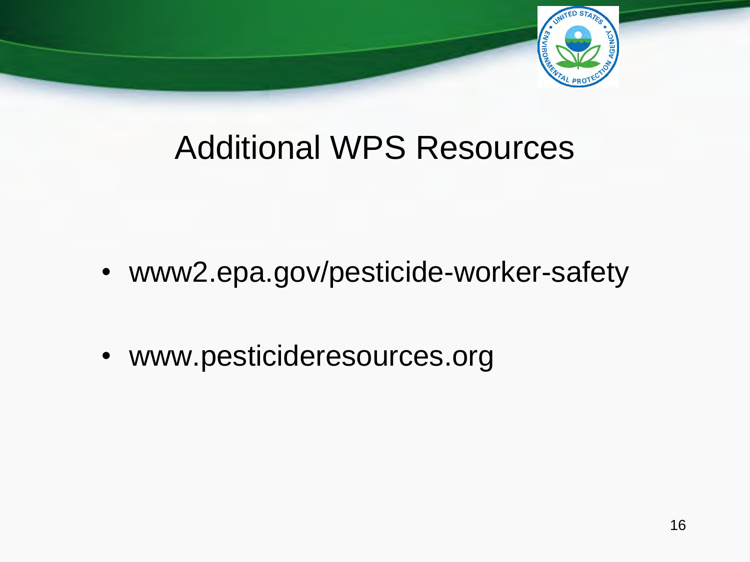# Additional WPS Resources

- www2.epa.gov/pesticide-worker-safety
- www.pesticideresources.org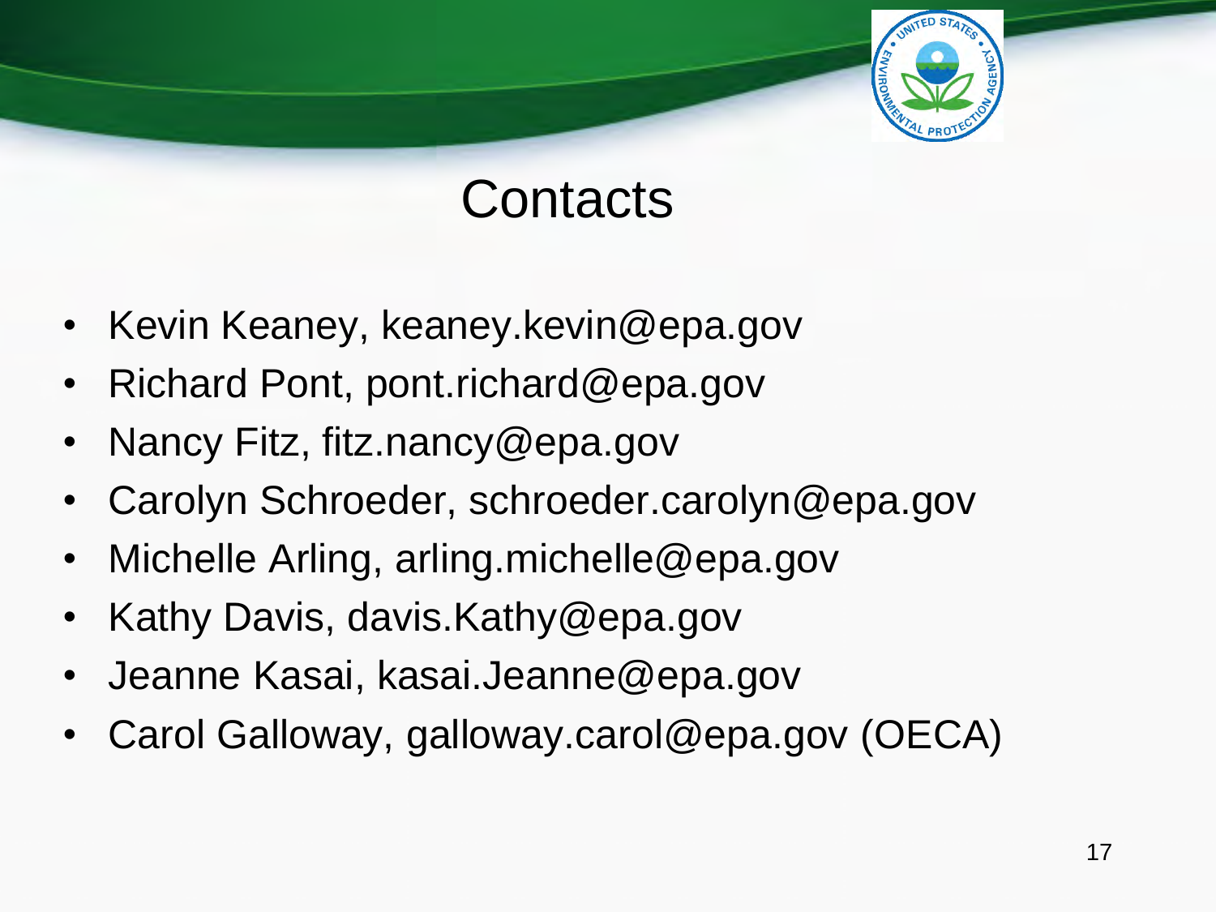# Contacts

- Kevin Keaney, keaney.kevin@epa.gov
- Richard Pont, pont.richard@epa.gov
- Nancy Fitz, fitz.nancy@epa.gov
- Carolyn Schroeder, schroeder.carolyn@epa.gov
- Michelle Arling, arling.michelle@epa.gov
- Kathy Davis, davis.Kathy@epa.gov
- Jeanne Kasai, kasai.Jeanne@epa.gov
- Carol Galloway, galloway.carol@epa.gov (OECA)